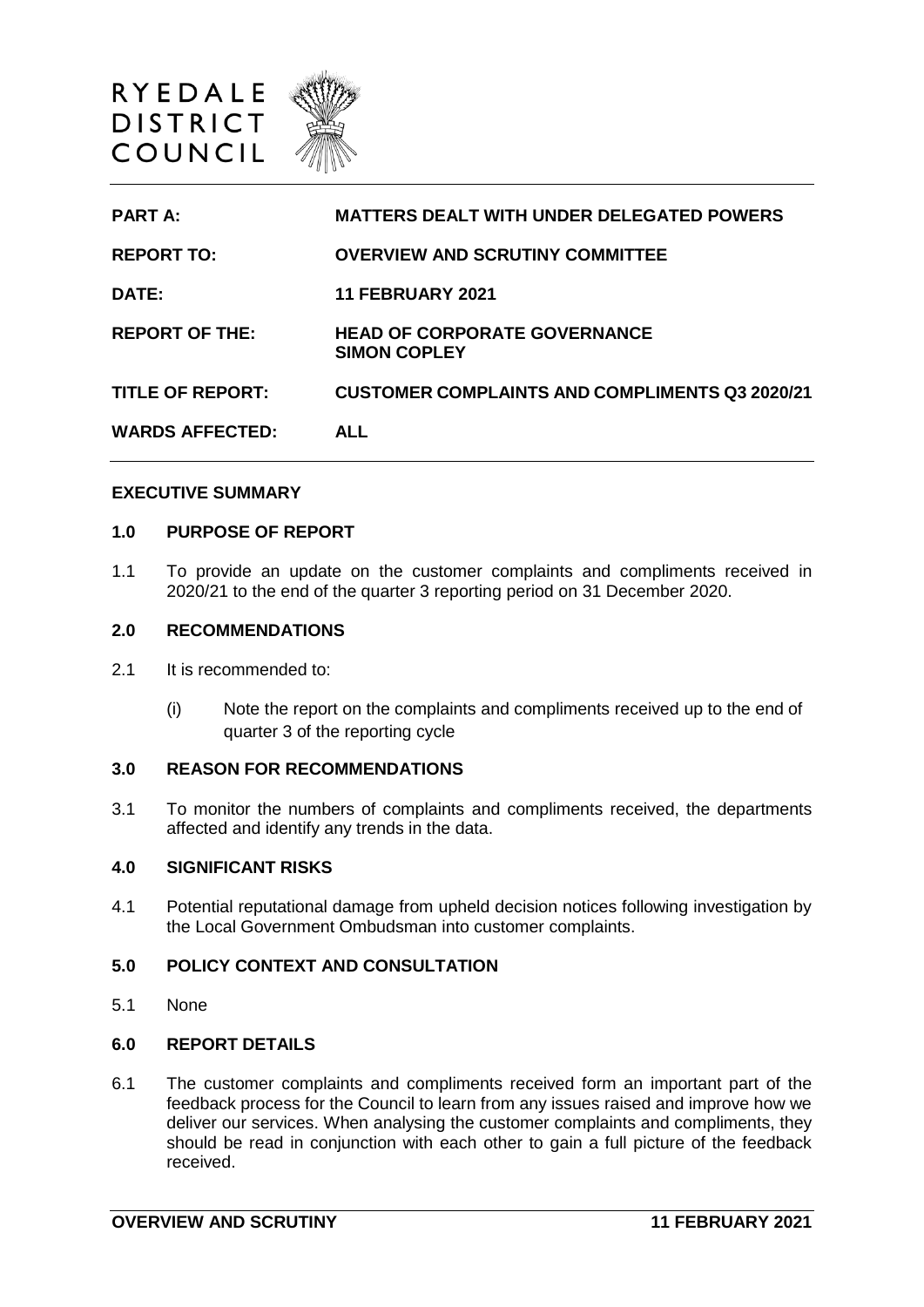RYEDALE DISTRICT COUNCIL

| | |
|---|---|
| **PART A:** | **MATTERS DEALT WITH UNDER DELEGATED POWERS** |
| **REPORT TO:** | **OVERVIEW AND SCRUTINY COMMITTEE** |
| **DATE:** | **11 FEBRUARY 2021** |
| **REPORT OF THE:** | **HEAD OF CORPORATE GOVERNANCE SIMON COPLEY** |
| **TITLE OF REPORT:** | **CUSTOMER COMPLAINTS AND COMPLIMENTS Q3 2020/21** |
| **WARDS AFFECTED:** | **ALL** |

## EXECUTIVE SUMMARY

### 1.0 PURPOSE OF REPORT

1.1 To provide an update on the customer complaints and compliments received in 2020/21 to the end of the quarter 3 reporting period on 31 December 2020.

### 2.0 RECOMMENDATIONS

2.1 It is recommended to:

(i) Note the report on the complaints and compliments received up to the end of quarter 3 of the reporting cycle

### 3.0 REASON FOR RECOMMENDATIONS

3.1 To monitor the numbers of complaints and compliments received, the departments affected and identify any trends in the data.

### 4.0 SIGNIFICANT RISKS

4.1 Potential reputational damage from upheld decision notices following investigation by the Local Government Ombudsman into customer complaints.

### 5.0 POLICY CONTEXT AND CONSULTATION

5.1 None

### 6.0 REPORT DETAILS

6.1 The customer complaints and compliments received form an important part of the feedback process for the Council to learn from any issues raised and improve how we deliver our services. When analysing the customer complaints and compliments, they should be read in conjunction with each other to gain a full picture of the feedback received.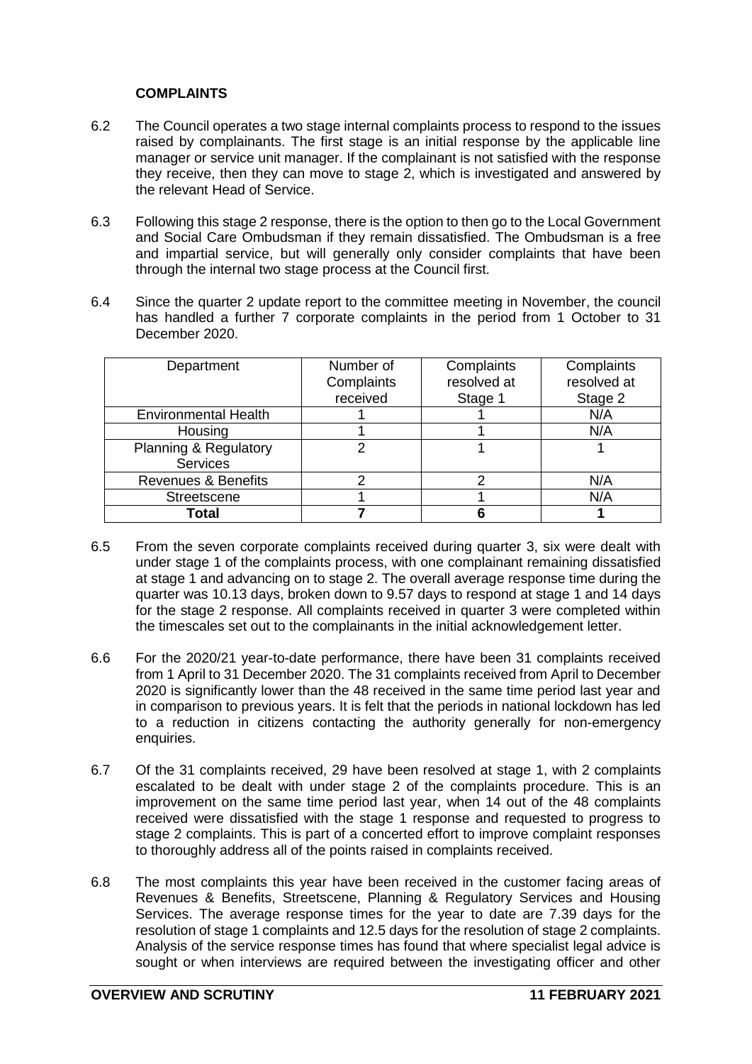**COMPLAINTS**

6.2 The Council operates a two stage internal complaints process to respond to the issues raised by complainants. The first stage is an initial response by the applicable line manager or service unit manager. If the complainant is not satisfied with the response they receive, then they can move to stage 2, which is investigated and answered by the relevant Head of Service.

6.3 Following this stage 2 response, there is the option to then go to the Local Government and Social Care Ombudsman if they remain dissatisfied. The Ombudsman is a free and impartial service, but will generally only consider complaints that have been through the internal two stage process at the Council first.

6.4 Since the quarter 2 update report to the committee meeting in November, the council has handled a further 7 corporate complaints in the period from 1 October to 31 December 2020.

| Department | Number of Complaints received | Complaints resolved at Stage 1 | Complaints resolved at Stage 2 |
|---|---|---|---|
| Environmental Health | 1 | 1 | N/A |
| Housing | 1 | 1 | N/A |
| Planning & Regulatory Services | 2 | 1 | 1 |
| Revenues & Benefits | 2 | 2 | N/A |
| Streetscene | 1 | 1 | N/A |
| **Total** | **7** | **6** | **1** |

6.5 From the seven corporate complaints received during quarter 3, six were dealt with under stage 1 of the complaints process, with one complainant remaining dissatisfied at stage 1 and advancing on to stage 2. The overall average response time during the quarter was 10.13 days, broken down to 9.57 days to respond at stage 1 and 14 days for the stage 2 response. All complaints received in quarter 3 were completed within the timescales set out to the complainants in the initial acknowledgement letter.

6.6 For the 2020/21 year-to-date performance, there have been 31 complaints received from 1 April to 31 December 2020. The 31 complaints received from April to December 2020 is significantly lower than the 48 received in the same time period last year and in comparison to previous years. It is felt that the periods in national lockdown has led to a reduction in citizens contacting the authority generally for non-emergency enquiries.

6.7 Of the 31 complaints received, 29 have been resolved at stage 1, with 2 complaints escalated to be dealt with under stage 2 of the complaints procedure. This is an improvement on the same time period last year, when 14 out of the 48 complaints received were dissatisfied with the stage 1 response and requested to progress to stage 2 complaints. This is part of a concerted effort to improve complaint responses to thoroughly address all of the points raised in complaints received.

6.8 The most complaints this year have been received in the customer facing areas of Revenues & Benefits, Streetscene, Planning & Regulatory Services and Housing Services. The average response times for the year to date are 7.39 days for the resolution of stage 1 complaints and 12.5 days for the resolution of stage 2 complaints. Analysis of the service response times has found that where specialist legal advice is sought or when interviews are required between the investigating officer and other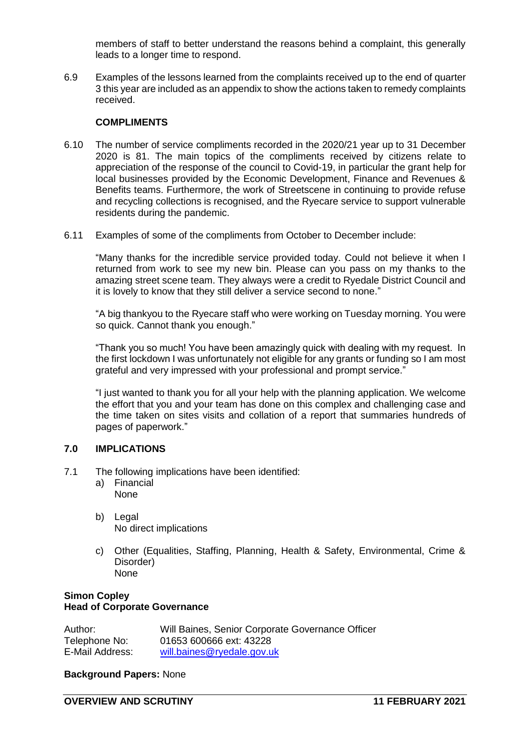members of staff to better understand the reasons behind a complaint, this generally leads to a longer time to respond.

6.9 Examples of the lessons learned from the complaints received up to the end of quarter 3 this year are included as an appendix to show the actions taken to remedy complaints received.

**COMPLIMENTS**

6.10 The number of service compliments recorded in the 2020/21 year up to 31 December 2020 is 81. The main topics of the compliments received by citizens relate to appreciation of the response of the council to Covid-19, in particular the grant help for local businesses provided by the Economic Development, Finance and Revenues & Benefits teams. Furthermore, the work of Streetscene in continuing to provide refuse and recycling collections is recognised, and the Ryecare service to support vulnerable residents during the pandemic.

6.11 Examples of some of the compliments from October to December include:

"Many thanks for the incredible service provided today. Could not believe it when I returned from work to see my new bin. Please can you pass on my thanks to the amazing street scene team. They always were a credit to Ryedale District Council and it is lovely to know that they still deliver a service second to none."

"A big thankyou to the Ryecare staff who were working on Tuesday morning. You were so quick. Cannot thank you enough."

"Thank you so much! You have been amazingly quick with dealing with my request. In the first lockdown I was unfortunately not eligible for any grants or funding so I am most grateful and very impressed with your professional and prompt service."

"I just wanted to thank you for all your help with the planning application. We welcome the effort that you and your team has done on this complex and challenging case and the time taken on sites visits and collation of a report that summaries hundreds of pages of paperwork."

## 7.0 IMPLICATIONS

7.1 The following implications have been identified:

a) Financial
None

b) Legal
No direct implications

c) Other (Equalities, Staffing, Planning, Health & Safety, Environmental, Crime & Disorder)
None

**Simon Copley**
**Head of Corporate Governance**

Author: Will Baines, Senior Corporate Governance Officer
Telephone No: 01653 600666 ext: 43228
E-Mail Address: will.baines@ryedale.gov.uk

**Background Papers:** None